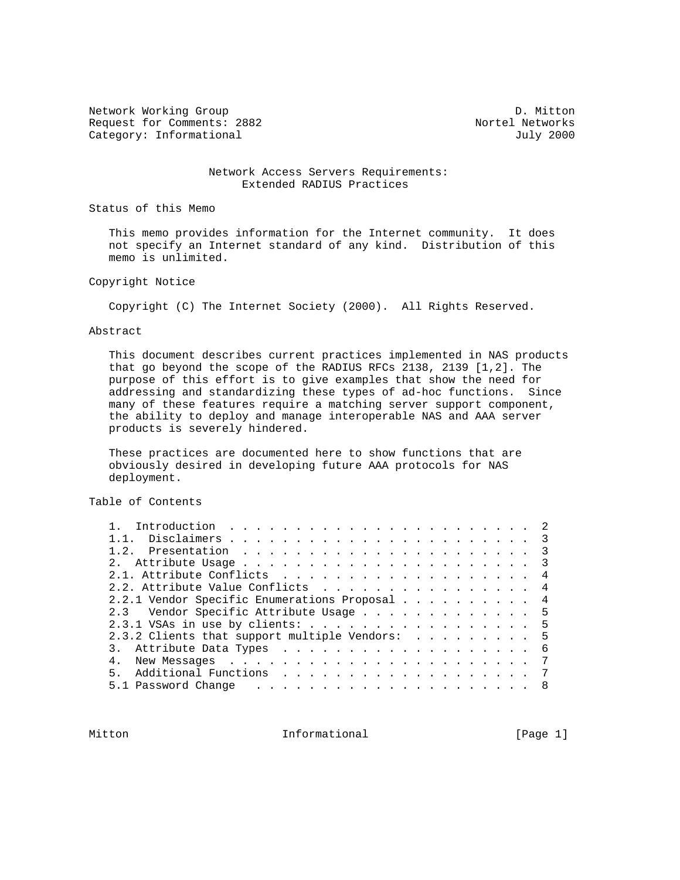Network Working Group D. Mitton
Request for Comments: 2882 Nortel Networks
Category: Informational July 2000

# Network Access Servers Requirements: Extended RADIUS Practices

## Status of this Memo

This memo provides information for the Internet community. It does not specify an Internet standard of any kind. Distribution of this memo is unlimited.

## Copyright Notice

Copyright (C) The Internet Society (2000). All Rights Reserved.

## Abstract

This document describes current practices implemented in NAS products that go beyond the scope of the RADIUS RFCs 2138, 2139 [1,2]. The purpose of this effort is to give examples that show the need for addressing and standardizing these types of ad-hoc functions. Since many of these features require a matching server support component, the ability to deploy and manage interoperable NAS and AAA server products is severely hindered.

These practices are documented here to show functions that are obviously desired in developing future AAA protocols for NAS deployment.

## Table of Contents

```
1.  Introduction . . . . . . . . . . . . . . . . . . . . . . . .  2
1.1.  Disclaimers . . . . . . . . . . . . . . . . . . . . . . . .  3
1.2.  Presentation  . . . . . . . . . . . . . . . . . . . . . . .  3
2.  Attribute Usage . . . . . . . . . . . . . . . . . . . . . . .  3
2.1. Attribute Conflicts  . . . . . . . . . . . . . . . . . . . .  4
2.2. Attribute Value Conflicts  . . . . . . . . . . . . . . . . .  4
2.2.1 Vendor Specific Enumerations Proposal . . . . . . . . . . .  4
2.3   Vendor Specific Attribute Usage . . . . . . . . . . . . . .  5
2.3.1 VSAs in use by clients: . . . . . . . . . . . . . . . . . .  5
2.3.2 Clients that support multiple Vendors:  . . . . . . . . . .  5
3.  Attribute Data Types  . . . . . . . . . . . . . . . . . . . .  6
4.  New Messages  . . . . . . . . . . . . . . . . . . . . . . . .  7
5.  Additional Functions  . . . . . . . . . . . . . . . . . . . .  7
5.1 Password Change   . . . . . . . . . . . . . . . . . . . . . .  8
```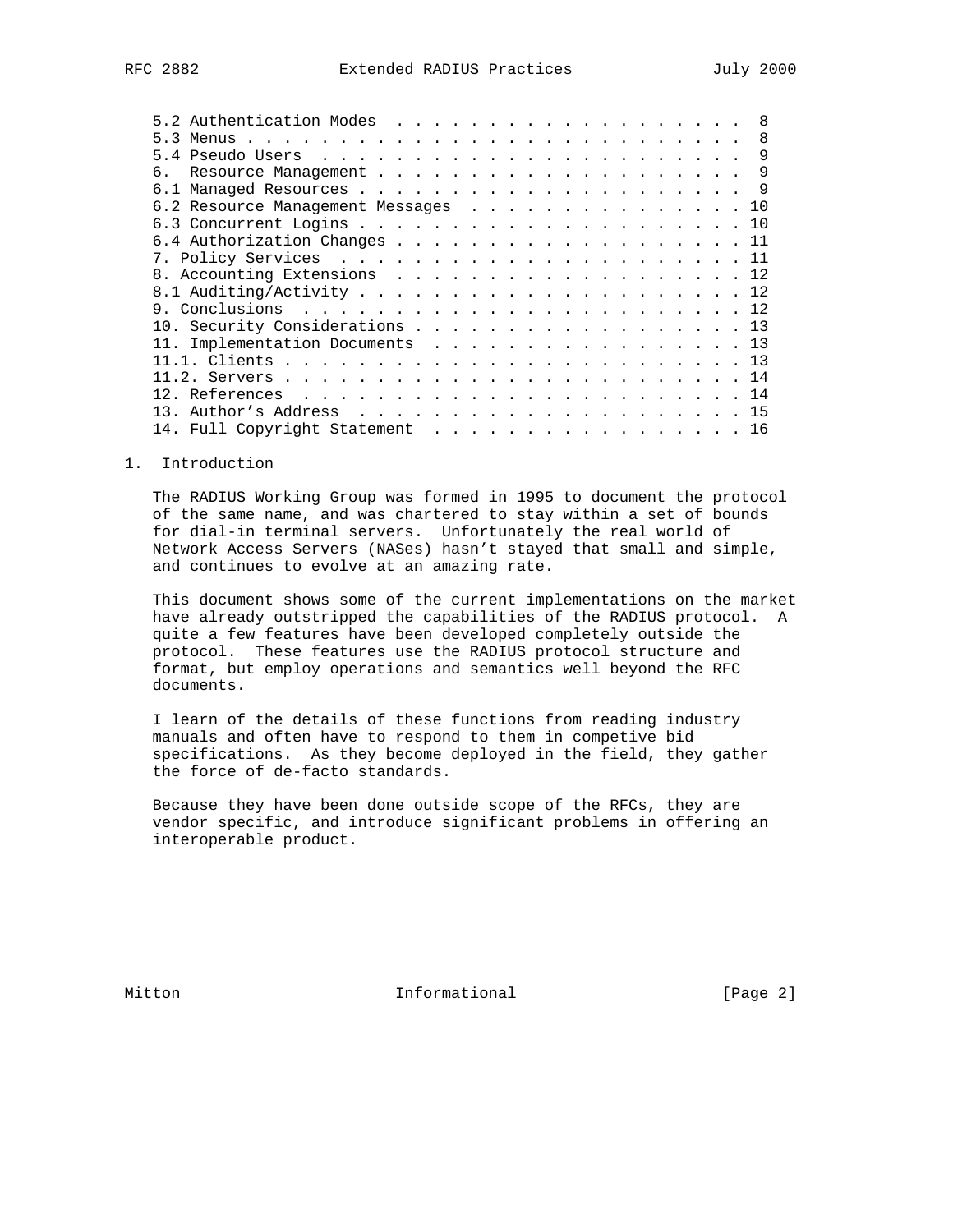5.2 Authentication Modes . . . . . . . . . . . . . . . . . . . . 8
5.3 Menus . . . . . . . . . . . . . . . . . . . . . . . . . . . 8
5.4 Pseudo Users . . . . . . . . . . . . . . . . . . . . . . . . 9
6. Resource Management . . . . . . . . . . . . . . . . . . . . . 9
6.1 Managed Resources . . . . . . . . . . . . . . . . . . . . . 9
6.2 Resource Management Messages . . . . . . . . . . . . . . . . 10
6.3 Concurrent Logins . . . . . . . . . . . . . . . . . . . . . 10
6.4 Authorization Changes . . . . . . . . . . . . . . . . . . . 11
7. Policy Services . . . . . . . . . . . . . . . . . . . . . . 11
8. Accounting Extensions . . . . . . . . . . . . . . . . . . . 12
8.1 Auditing/Activity . . . . . . . . . . . . . . . . . . . . . 12
9. Conclusions . . . . . . . . . . . . . . . . . . . . . . . . 12
10. Security Considerations . . . . . . . . . . . . . . . . . . 13
11. Implementation Documents . . . . . . . . . . . . . . . . . 13
11.1. Clients . . . . . . . . . . . . . . . . . . . . . . . . . 13
11.2. Servers . . . . . . . . . . . . . . . . . . . . . . . . . 14
12. References . . . . . . . . . . . . . . . . . . . . . . . . 14
13. Author's Address . . . . . . . . . . . . . . . . . . . . . 15
14. Full Copyright Statement . . . . . . . . . . . . . . . . . 16

## 1. Introduction

The RADIUS Working Group was formed in 1995 to document the protocol of the same name, and was chartered to stay within a set of bounds for dial-in terminal servers. Unfortunately the real world of Network Access Servers (NASes) hasn't stayed that small and simple, and continues to evolve at an amazing rate.

This document shows some of the current implementations on the market have already outstripped the capabilities of the RADIUS protocol. A quite a few features have been developed completely outside the protocol. These features use the RADIUS protocol structure and format, but employ operations and semantics well beyond the RFC documents.

I learn of the details of these functions from reading industry manuals and often have to respond to them in competive bid specifications. As they become deployed in the field, they gather the force of de-facto standards.

Because they have been done outside scope of the RFCs, they are vendor specific, and introduce significant problems in offering an interoperable product.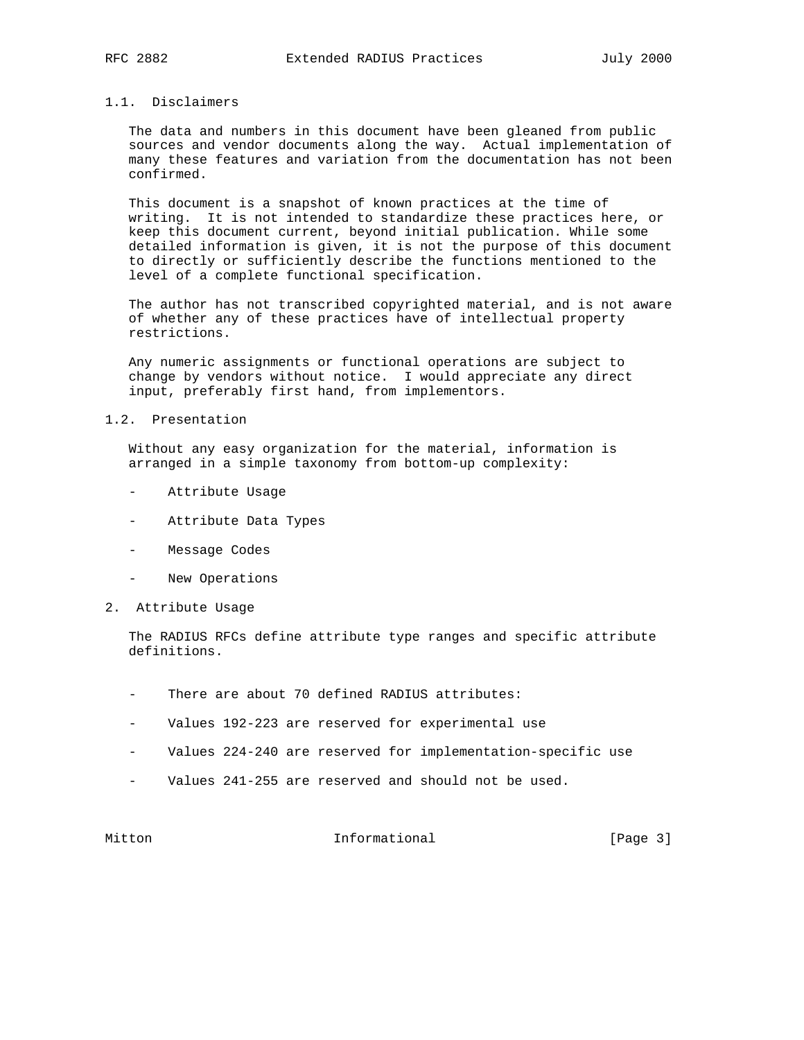### 1.1. Disclaimers

The data and numbers in this document have been gleaned from public sources and vendor documents along the way. Actual implementation of many these features and variation from the documentation has not been confirmed.

This document is a snapshot of known practices at the time of writing. It is not intended to standardize these practices here, or keep this document current, beyond initial publication. While some detailed information is given, it is not the purpose of this document to directly or sufficiently describe the functions mentioned to the level of a complete functional specification.

The author has not transcribed copyrighted material, and is not aware of whether any of these practices have of intellectual property restrictions.

Any numeric assignments or functional operations are subject to change by vendors without notice. I would appreciate any direct input, preferably first hand, from implementors.

### 1.2. Presentation

Without any easy organization for the material, information is arranged in a simple taxonomy from bottom-up complexity:

- Attribute Usage
- Attribute Data Types
- Message Codes
- New Operations

## 2. Attribute Usage

The RADIUS RFCs define attribute type ranges and specific attribute definitions.

- There are about 70 defined RADIUS attributes:
- Values 192-223 are reserved for experimental use
- Values 224-240 are reserved for implementation-specific use
- Values 241-255 are reserved and should not be used.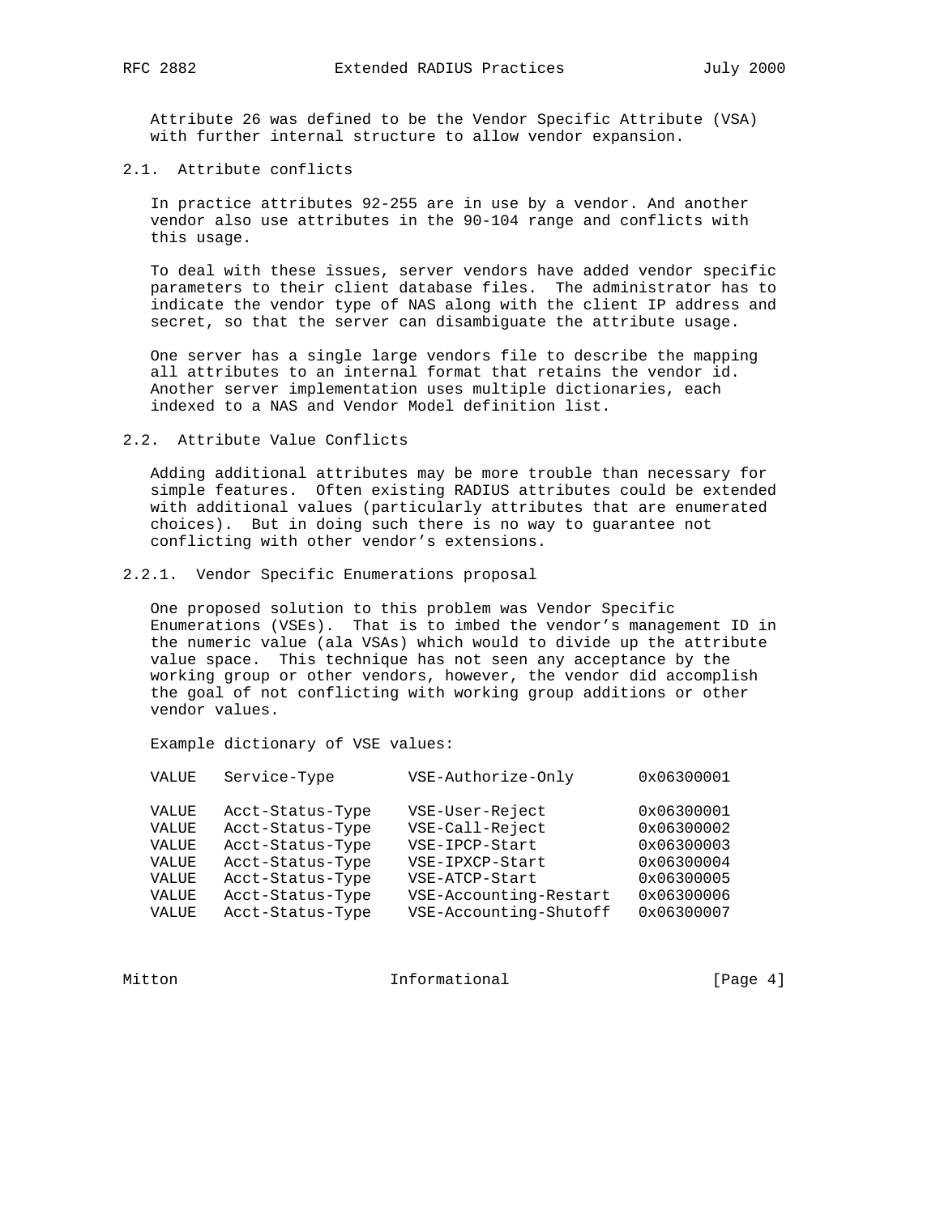Attribute 26 was defined to be the Vendor Specific Attribute (VSA) with further internal structure to allow vendor expansion.

## 2.1. Attribute conflicts

In practice attributes 92-255 are in use by a vendor. And another vendor also use attributes in the 90-104 range and conflicts with this usage.

To deal with these issues, server vendors have added vendor specific parameters to their client database files. The administrator has to indicate the vendor type of NAS along with the client IP address and secret, so that the server can disambiguate the attribute usage.

One server has a single large vendors file to describe the mapping all attributes to an internal format that retains the vendor id. Another server implementation uses multiple dictionaries, each indexed to a NAS and Vendor Model definition list.

## 2.2. Attribute Value Conflicts

Adding additional attributes may be more trouble than necessary for simple features. Often existing RADIUS attributes could be extended with additional values (particularly attributes that are enumerated choices). But in doing such there is no way to guarantee not conflicting with other vendor's extensions.

### 2.2.1. Vendor Specific Enumerations proposal

One proposed solution to this problem was Vendor Specific Enumerations (VSEs). That is to imbed the vendor's management ID in the numeric value (ala VSAs) which would to divide up the attribute value space. This technique has not seen any acceptance by the working group or other vendors, however, the vendor did accomplish the goal of not conflicting with working group additions or other vendor values.

Example dictionary of VSE values:

```
VALUE   Service-Type       VSE-Authorize-Only      0x06300001

VALUE   Acct-Status-Type   VSE-User-Reject         0x06300001
VALUE   Acct-Status-Type   VSE-Call-Reject         0x06300002
VALUE   Acct-Status-Type   VSE-IPCP-Start          0x06300003
VALUE   Acct-Status-Type   VSE-IPXCP-Start         0x06300004
VALUE   Acct-Status-Type   VSE-ATCP-Start          0x06300005
VALUE   Acct-Status-Type   VSE-Accounting-Restart  0x06300006
VALUE   Acct-Status-Type   VSE-Accounting-Shutoff  0x06300007
```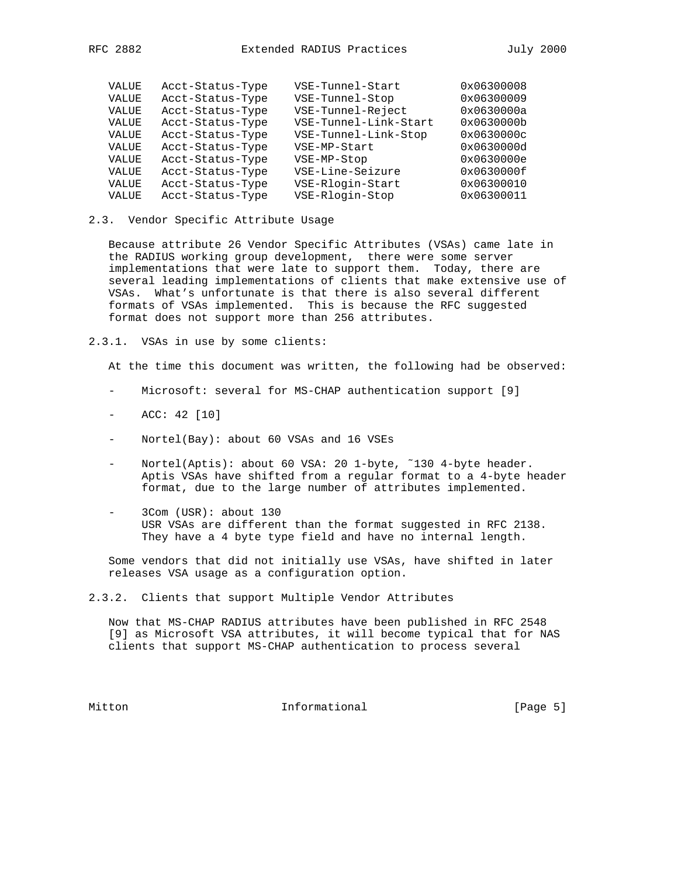```
VALUE    Acct-Status-Type    VSE-Tunnel-Start        0x06300008
VALUE    Acct-Status-Type    VSE-Tunnel-Stop         0x06300009
VALUE    Acct-Status-Type    VSE-Tunnel-Reject       0x0630000a
VALUE    Acct-Status-Type    VSE-Tunnel-Link-Start   0x0630000b
VALUE    Acct-Status-Type    VSE-Tunnel-Link-Stop    0x0630000c
VALUE    Acct-Status-Type    VSE-MP-Start            0x0630000d
VALUE    Acct-Status-Type    VSE-MP-Stop             0x0630000e
VALUE    Acct-Status-Type    VSE-Line-Seizure        0x0630000f
VALUE    Acct-Status-Type    VSE-Rlogin-Start        0x06300010
VALUE    Acct-Status-Type    VSE-Rlogin-Stop         0x06300011
```

### 2.3. Vendor Specific Attribute Usage

Because attribute 26 Vendor Specific Attributes (VSAs) came late in the RADIUS working group development, there were some server implementations that were late to support them. Today, there are several leading implementations of clients that make extensive use of VSAs. What's unfortunate is that there is also several different formats of VSAs implemented. This is because the RFC suggested format does not support more than 256 attributes.

#### 2.3.1. VSAs in use by some clients:

At the time this document was written, the following had be observed:

- Microsoft: several for MS-CHAP authentication support [9]
- ACC: 42 [10]
- Nortel(Bay): about 60 VSAs and 16 VSEs
- Nortel(Aptis): about 60 VSA: 20 1-byte, ~130 4-byte header. Aptis VSAs have shifted from a regular format to a 4-byte header format, due to the large number of attributes implemented.
- 3Com (USR): about 130
  USR VSAs are different than the format suggested in RFC 2138. They have a 4 byte type field and have no internal length.

Some vendors that did not initially use VSAs, have shifted in later releases VSA usage as a configuration option.

#### 2.3.2. Clients that support Multiple Vendor Attributes

Now that MS-CHAP RADIUS attributes have been published in RFC 2548 [9] as Microsoft VSA attributes, it will become typical that for NAS clients that support MS-CHAP authentication to process several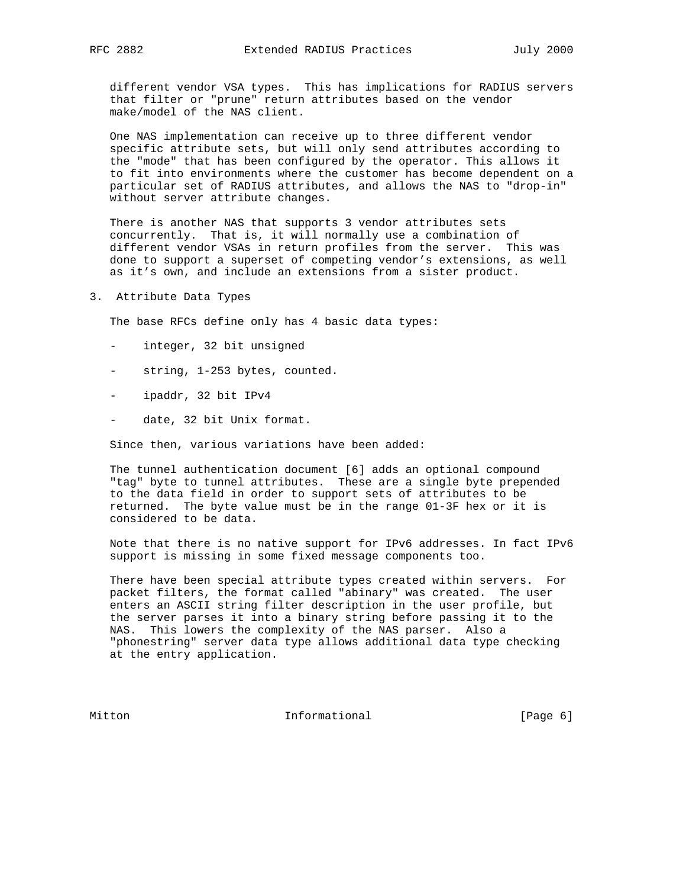different vendor VSA types. This has implications for RADIUS servers that filter or "prune" return attributes based on the vendor make/model of the NAS client.

One NAS implementation can receive up to three different vendor specific attribute sets, but will only send attributes according to the "mode" that has been configured by the operator. This allows it to fit into environments where the customer has become dependent on a particular set of RADIUS attributes, and allows the NAS to "drop-in" without server attribute changes.

There is another NAS that supports 3 vendor attributes sets concurrently. That is, it will normally use a combination of different vendor VSAs in return profiles from the server. This was done to support a superset of competing vendor’s extensions, as well as it’s own, and include an extensions from a sister product.

## 3. Attribute Data Types

The base RFCs define only has 4 basic data types:

- integer, 32 bit unsigned
- string, 1-253 bytes, counted.
- ipaddr, 32 bit IPv4
- date, 32 bit Unix format.

Since then, various variations have been added:

The tunnel authentication document [6] adds an optional compound "tag" byte to tunnel attributes. These are a single byte prepended to the data field in order to support sets of attributes to be returned. The byte value must be in the range 01-3F hex or it is considered to be data.

Note that there is no native support for IPv6 addresses. In fact IPv6 support is missing in some fixed message components too.

There have been special attribute types created within servers. For packet filters, the format called "abinary" was created. The user enters an ASCII string filter description in the user profile, but the server parses it into a binary string before passing it to the NAS. This lowers the complexity of the NAS parser. Also a "phonestring" server data type allows additional data type checking at the entry application.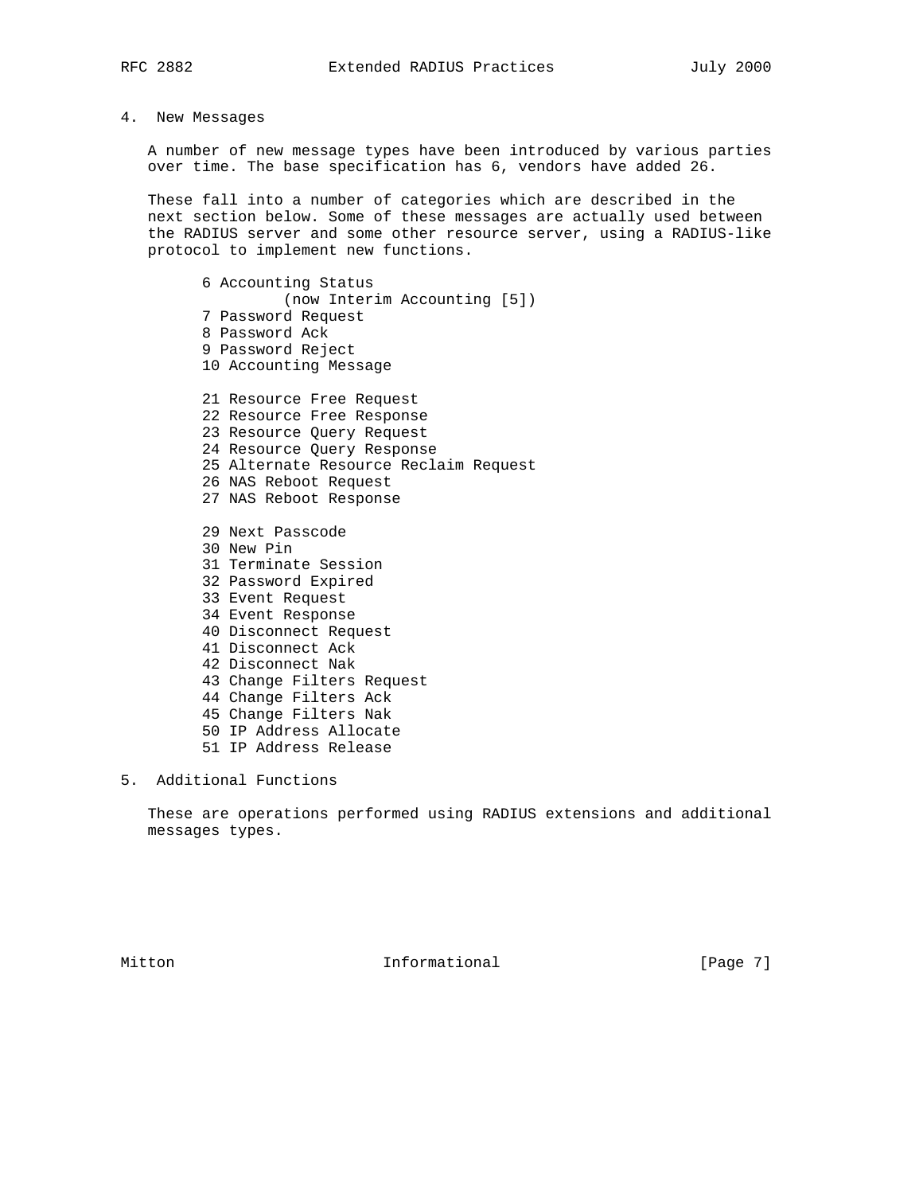## 4. New Messages

A number of new message types have been introduced by various parties over time. The base specification has 6, vendors have added 26.

These fall into a number of categories which are described in the next section below. Some of these messages are actually used between the RADIUS server and some other resource server, using a RADIUS-like protocol to implement new functions.

```
 6 Accounting Status
         (now Interim Accounting [5])
 7 Password Request
 8 Password Ack
 9 Password Reject
10 Accounting Message

21 Resource Free Request
22 Resource Free Response
23 Resource Query Request
24 Resource Query Response
25 Alternate Resource Reclaim Request
26 NAS Reboot Request
27 NAS Reboot Response

29 Next Passcode
30 New Pin
31 Terminate Session
32 Password Expired
33 Event Request
34 Event Response
40 Disconnect Request
41 Disconnect Ack
42 Disconnect Nak
43 Change Filters Request
44 Change Filters Ack
45 Change Filters Nak
50 IP Address Allocate
51 IP Address Release
```

## 5. Additional Functions

These are operations performed using RADIUS extensions and additional messages types.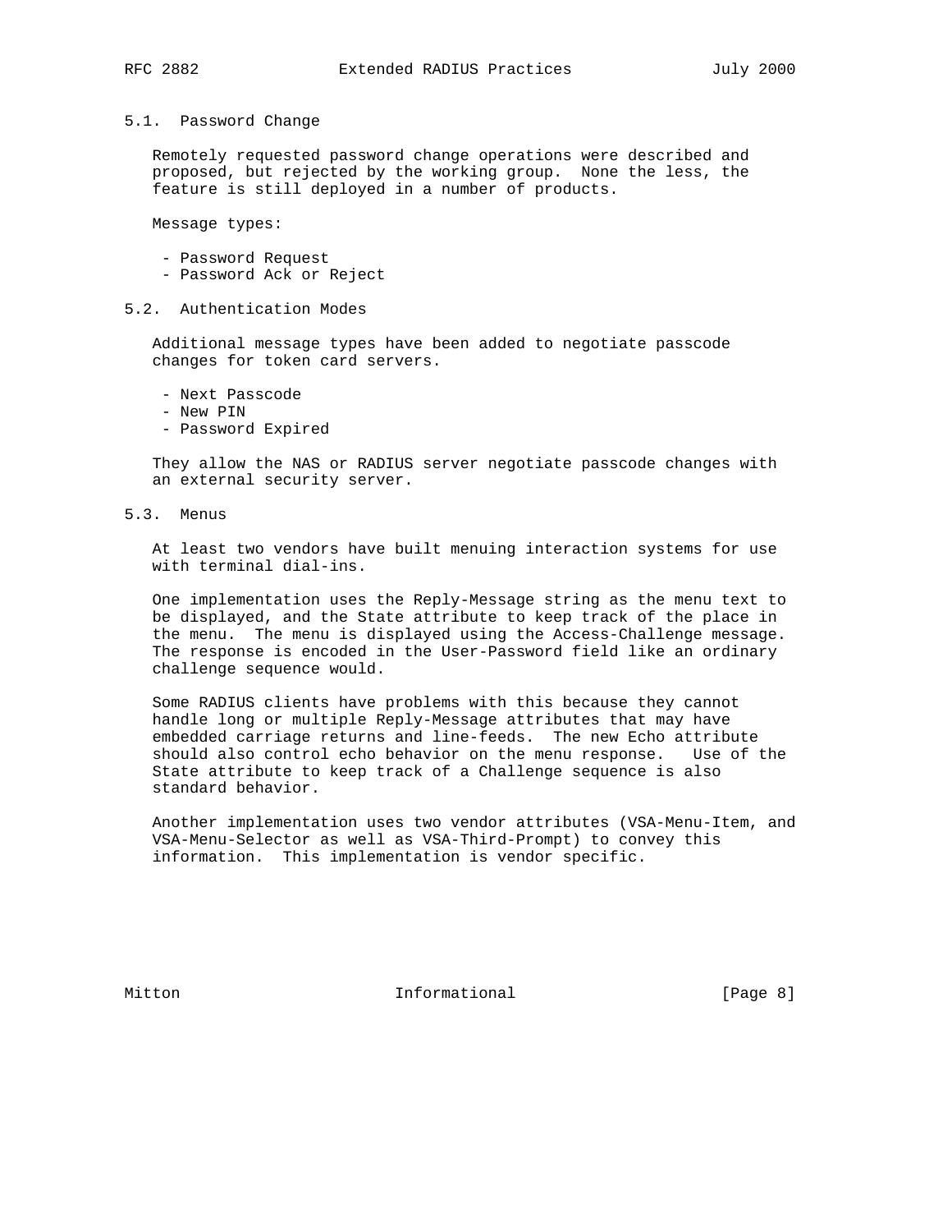### 5.1. Password Change

Remotely requested password change operations were described and proposed, but rejected by the working group. None the less, the feature is still deployed in a number of products.

Message types:

- Password Request
- Password Ack or Reject

### 5.2. Authentication Modes

Additional message types have been added to negotiate passcode changes for token card servers.

- Next Passcode
- New PIN
- Password Expired

They allow the NAS or RADIUS server negotiate passcode changes with an external security server.

### 5.3. Menus

At least two vendors have built menuing interaction systems for use with terminal dial-ins.

One implementation uses the Reply-Message string as the menu text to be displayed, and the State attribute to keep track of the place in the menu. The menu is displayed using the Access-Challenge message. The response is encoded in the User-Password field like an ordinary challenge sequence would.

Some RADIUS clients have problems with this because they cannot handle long or multiple Reply-Message attributes that may have embedded carriage returns and line-feeds. The new Echo attribute should also control echo behavior on the menu response. Use of the State attribute to keep track of a Challenge sequence is also standard behavior.

Another implementation uses two vendor attributes (VSA-Menu-Item, and VSA-Menu-Selector as well as VSA-Third-Prompt) to convey this information. This implementation is vendor specific.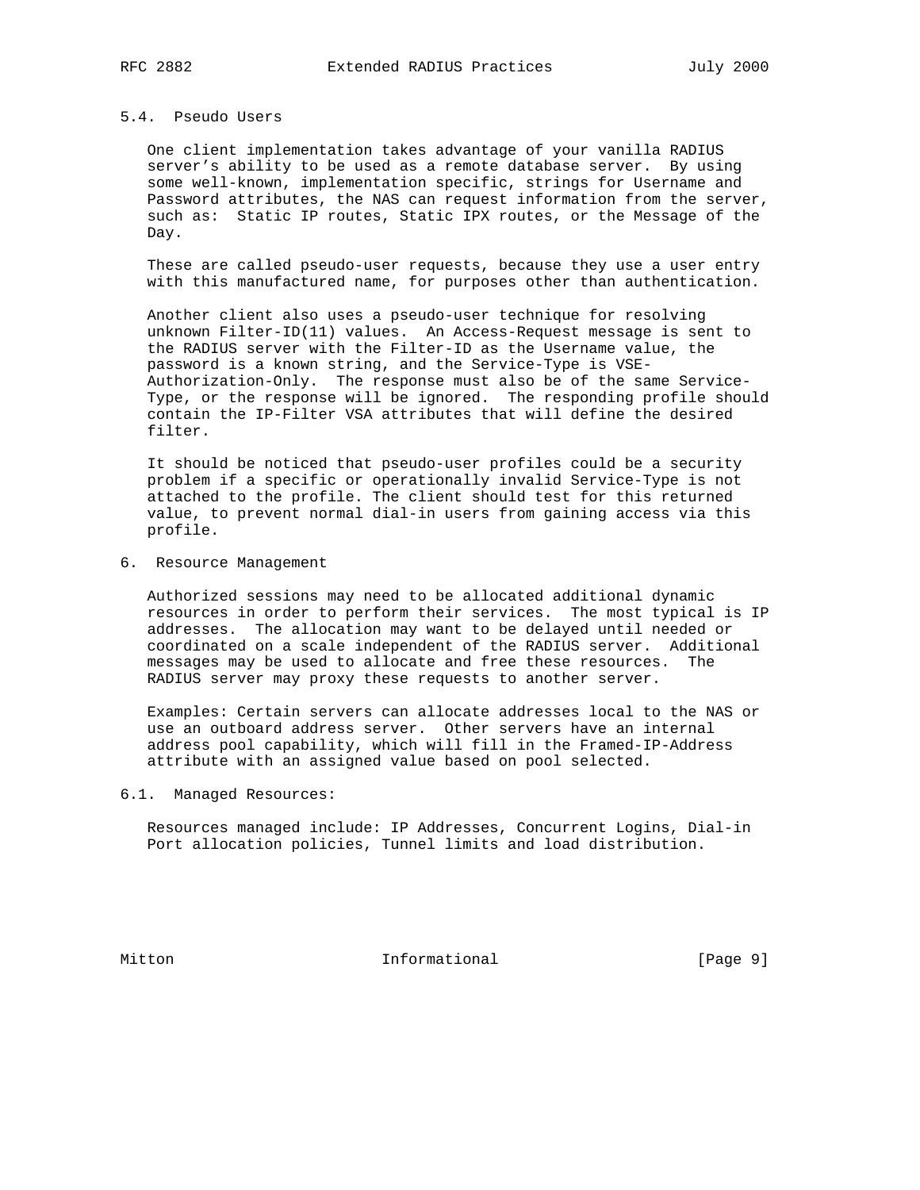### 5.4. Pseudo Users

One client implementation takes advantage of your vanilla RADIUS server's ability to be used as a remote database server. By using some well-known, implementation specific, strings for Username and Password attributes, the NAS can request information from the server, such as: Static IP routes, Static IPX routes, or the Message of the Day.

These are called pseudo-user requests, because they use a user entry with this manufactured name, for purposes other than authentication.

Another client also uses a pseudo-user technique for resolving unknown Filter-ID(11) values. An Access-Request message is sent to the RADIUS server with the Filter-ID as the Username value, the password is a known string, and the Service-Type is VSE-Authorization-Only. The response must also be of the same Service-Type, or the response will be ignored. The responding profile should contain the IP-Filter VSA attributes that will define the desired filter.

It should be noticed that pseudo-user profiles could be a security problem if a specific or operationally invalid Service-Type is not attached to the profile. The client should test for this returned value, to prevent normal dial-in users from gaining access via this profile.

## 6. Resource Management

Authorized sessions may need to be allocated additional dynamic resources in order to perform their services. The most typical is IP addresses. The allocation may want to be delayed until needed or coordinated on a scale independent of the RADIUS server. Additional messages may be used to allocate and free these resources. The RADIUS server may proxy these requests to another server.

Examples: Certain servers can allocate addresses local to the NAS or use an outboard address server. Other servers have an internal address pool capability, which will fill in the Framed-IP-Address attribute with an assigned value based on pool selected.

### 6.1. Managed Resources:

Resources managed include: IP Addresses, Concurrent Logins, Dial-in Port allocation policies, Tunnel limits and load distribution.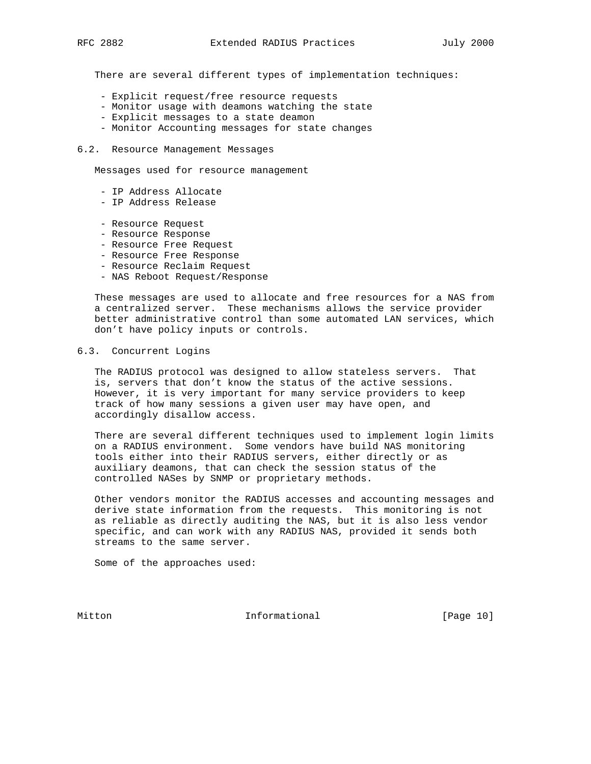There are several different types of implementation techniques:

- Explicit request/free resource requests
- Monitor usage with deamons watching the state
- Explicit messages to a state deamon
- Monitor Accounting messages for state changes

### 6.2. Resource Management Messages

Messages used for resource management

- IP Address Allocate
- IP Address Release

- Resource Request
- Resource Response
- Resource Free Request
- Resource Free Response
- Resource Reclaim Request
- NAS Reboot Request/Response

These messages are used to allocate and free resources for a NAS from a centralized server. These mechanisms allows the service provider better administrative control than some automated LAN services, which don't have policy inputs or controls.

### 6.3. Concurrent Logins

The RADIUS protocol was designed to allow stateless servers. That is, servers that don't know the status of the active sessions. However, it is very important for many service providers to keep track of how many sessions a given user may have open, and accordingly disallow access.

There are several different techniques used to implement login limits on a RADIUS environment. Some vendors have build NAS monitoring tools either into their RADIUS servers, either directly or as auxiliary deamons, that can check the session status of the controlled NASes by SNMP or proprietary methods.

Other vendors monitor the RADIUS accesses and accounting messages and derive state information from the requests. This monitoring is not as reliable as directly auditing the NAS, but it is also less vendor specific, and can work with any RADIUS NAS, provided it sends both streams to the same server.

Some of the approaches used: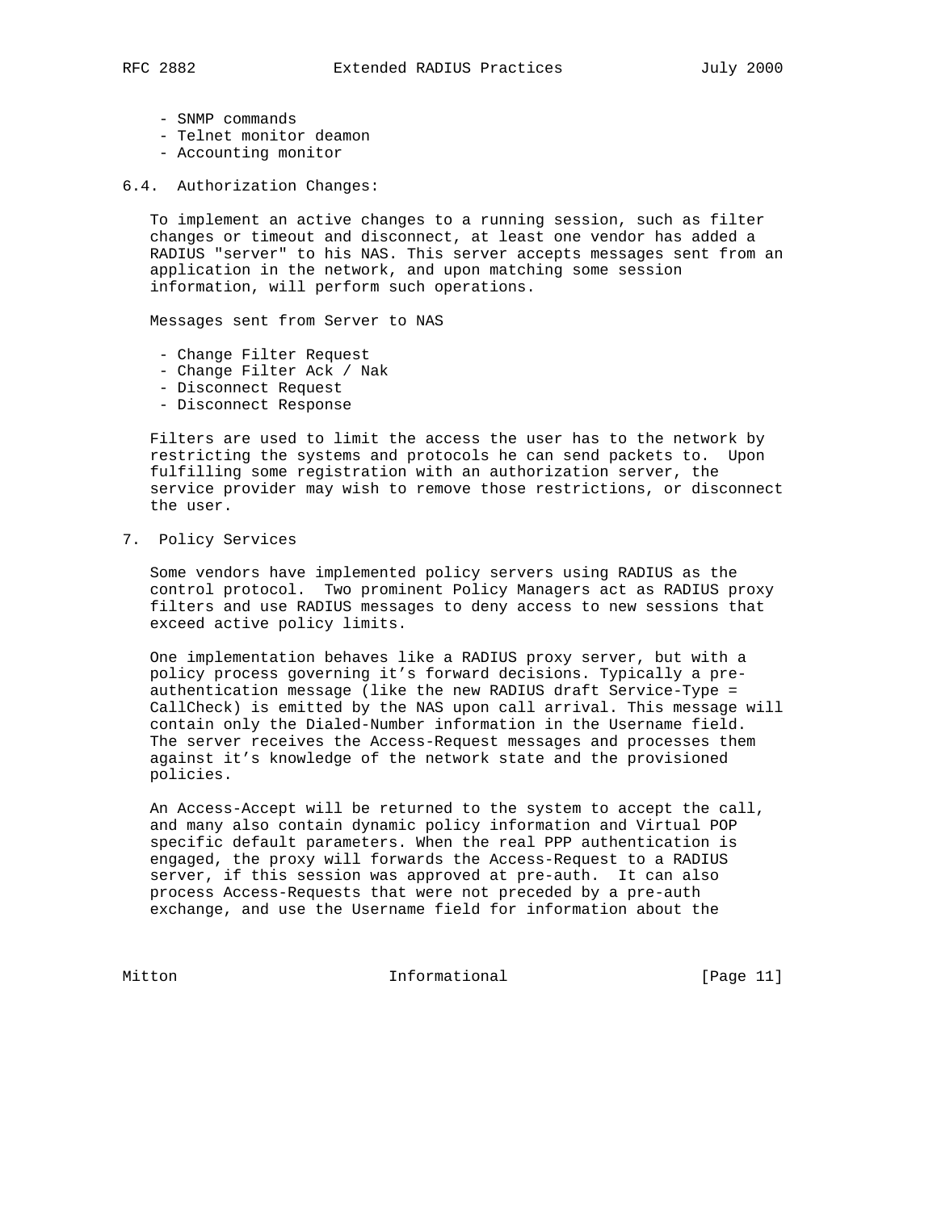- SNMP commands
- Telnet monitor deamon
- Accounting monitor

### 6.4. Authorization Changes:

To implement an active changes to a running session, such as filter changes or timeout and disconnect, at least one vendor has added a RADIUS "server" to his NAS. This server accepts messages sent from an application in the network, and upon matching some session information, will perform such operations.

Messages sent from Server to NAS

- Change Filter Request
- Change Filter Ack / Nak
- Disconnect Request
- Disconnect Response

Filters are used to limit the access the user has to the network by restricting the systems and protocols he can send packets to. Upon fulfilling some registration with an authorization server, the service provider may wish to remove those restrictions, or disconnect the user.

## 7. Policy Services

Some vendors have implemented policy servers using RADIUS as the control protocol. Two prominent Policy Managers act as RADIUS proxy filters and use RADIUS messages to deny access to new sessions that exceed active policy limits.

One implementation behaves like a RADIUS proxy server, but with a policy process governing it's forward decisions. Typically a pre-authentication message (like the new RADIUS draft Service-Type = CallCheck) is emitted by the NAS upon call arrival. This message will contain only the Dialed-Number information in the Username field. The server receives the Access-Request messages and processes them against it's knowledge of the network state and the provisioned policies.

An Access-Accept will be returned to the system to accept the call, and many also contain dynamic policy information and Virtual POP specific default parameters. When the real PPP authentication is engaged, the proxy will forwards the Access-Request to a RADIUS server, if this session was approved at pre-auth. It can also process Access-Requests that were not preceded by a pre-auth exchange, and use the Username field for information about the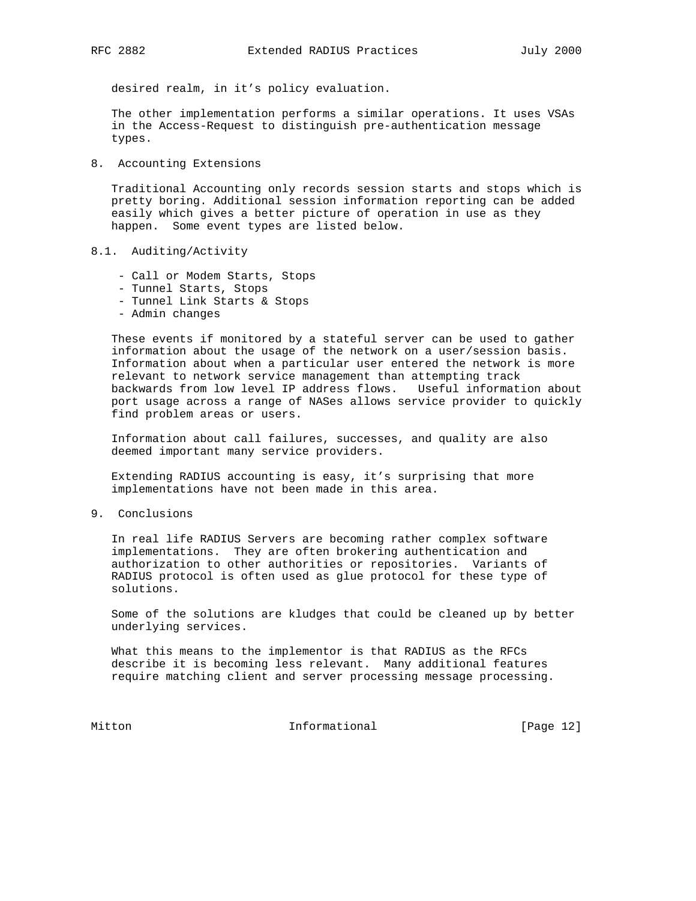desired realm, in it’s policy evaluation.

The other implementation performs a similar operations. It uses VSAs in the Access-Request to distinguish pre-authentication message types.

## 8. Accounting Extensions

Traditional Accounting only records session starts and stops which is pretty boring. Additional session information reporting can be added easily which gives a better picture of operation in use as they happen. Some event types are listed below.

### 8.1. Auditing/Activity

- Call or Modem Starts, Stops
- Tunnel Starts, Stops
- Tunnel Link Starts & Stops
- Admin changes

These events if monitored by a stateful server can be used to gather information about the usage of the network on a user/session basis. Information about when a particular user entered the network is more relevant to network service management than attempting track backwards from low level IP address flows. Useful information about port usage across a range of NASes allows service provider to quickly find problem areas or users.

Information about call failures, successes, and quality are also deemed important many service providers.

Extending RADIUS accounting is easy, it’s surprising that more implementations have not been made in this area.

## 9. Conclusions

In real life RADIUS Servers are becoming rather complex software implementations. They are often brokering authentication and authorization to other authorities or repositories. Variants of RADIUS protocol is often used as glue protocol for these type of solutions.

Some of the solutions are kludges that could be cleaned up by better underlying services.

What this means to the implementor is that RADIUS as the RFCs describe it is becoming less relevant. Many additional features require matching client and server processing message processing.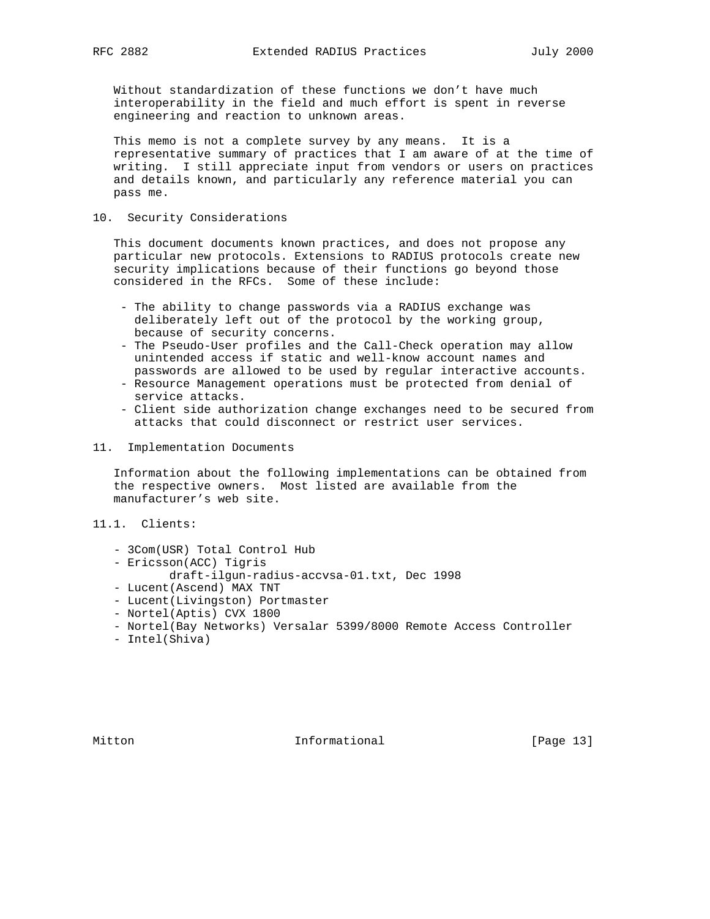Without standardization of these functions we don't have much interoperability in the field and much effort is spent in reverse engineering and reaction to unknown areas.

This memo is not a complete survey by any means. It is a representative summary of practices that I am aware of at the time of writing. I still appreciate input from vendors or users on practices and details known, and particularly any reference material you can pass me.

## 10. Security Considerations

This document documents known practices, and does not propose any particular new protocols. Extensions to RADIUS protocols create new security implications because of their functions go beyond those considered in the RFCs. Some of these include:

- The ability to change passwords via a RADIUS exchange was deliberately left out of the protocol by the working group, because of security concerns.
- The Pseudo-User profiles and the Call-Check operation may allow unintended access if static and well-know account names and passwords are allowed to be used by regular interactive accounts.
- Resource Management operations must be protected from denial of service attacks.
- Client side authorization change exchanges need to be secured from attacks that could disconnect or restrict user services.

## 11. Implementation Documents

Information about the following implementations can be obtained from the respective owners. Most listed are available from the manufacturer's web site.

### 11.1. Clients:

- 3Com(USR) Total Control Hub
- Ericsson(ACC) Tigris
  draft-ilgun-radius-accvsa-01.txt, Dec 1998
- Lucent(Ascend) MAX TNT
- Lucent(Livingston) Portmaster
- Nortel(Aptis) CVX 1800
- Nortel(Bay Networks) Versalar 5399/8000 Remote Access Controller
- Intel(Shiva)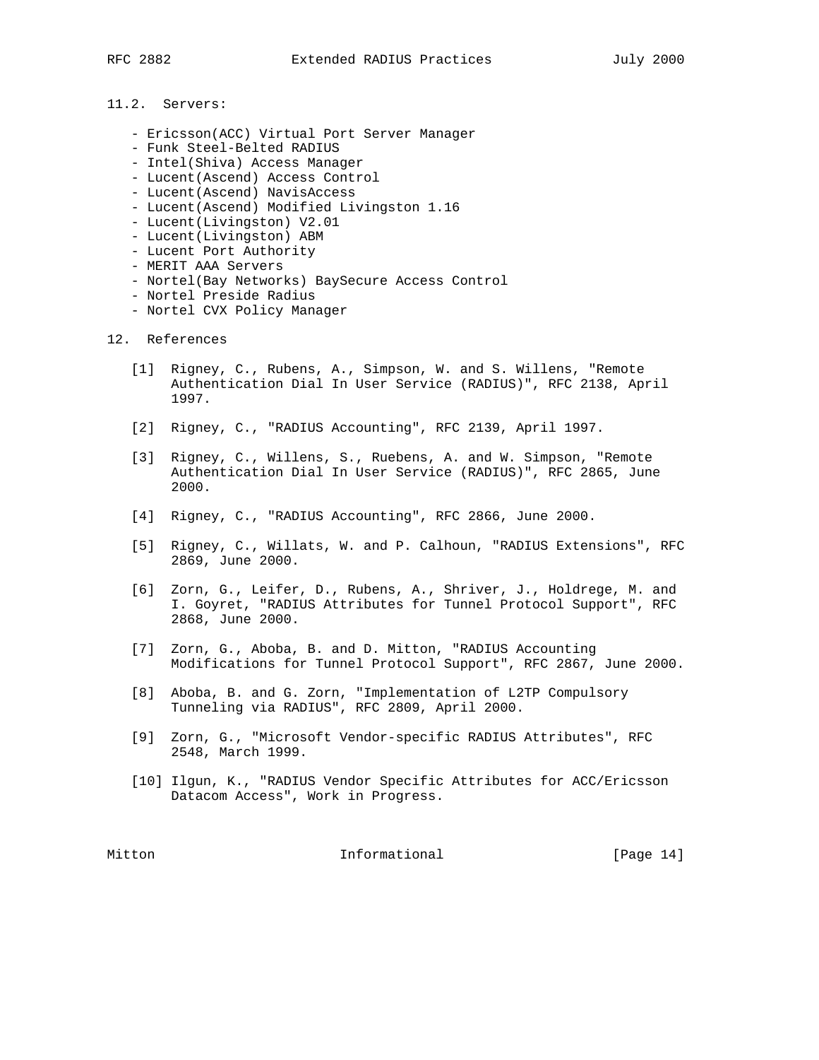### 11.2. Servers:

- Ericsson(ACC) Virtual Port Server Manager
- Funk Steel-Belted RADIUS
- Intel(Shiva) Access Manager
- Lucent(Ascend) Access Control
- Lucent(Ascend) NavisAccess
- Lucent(Ascend) Modified Livingston 1.16
- Lucent(Livingston) V2.01
- Lucent(Livingston) ABM
- Lucent Port Authority
- MERIT AAA Servers
- Nortel(Bay Networks) BaySecure Access Control
- Nortel Preside Radius
- Nortel CVX Policy Manager

## 12. References

[1] Rigney, C., Rubens, A., Simpson, W. and S. Willens, "Remote Authentication Dial In User Service (RADIUS)", RFC 2138, April 1997.

[2] Rigney, C., "RADIUS Accounting", RFC 2139, April 1997.

[3] Rigney, C., Willens, S., Ruebens, A. and W. Simpson, "Remote Authentication Dial In User Service (RADIUS)", RFC 2865, June 2000.

[4] Rigney, C., "RADIUS Accounting", RFC 2866, June 2000.

[5] Rigney, C., Willats, W. and P. Calhoun, "RADIUS Extensions", RFC 2869, June 2000.

[6] Zorn, G., Leifer, D., Rubens, A., Shriver, J., Holdrege, M. and I. Goyret, "RADIUS Attributes for Tunnel Protocol Support", RFC 2868, June 2000.

[7] Zorn, G., Aboba, B. and D. Mitton, "RADIUS Accounting Modifications for Tunnel Protocol Support", RFC 2867, June 2000.

[8] Aboba, B. and G. Zorn, "Implementation of L2TP Compulsory Tunneling via RADIUS", RFC 2809, April 2000.

[9] Zorn, G., "Microsoft Vendor-specific RADIUS Attributes", RFC 2548, March 1999.

[10] Ilgun, K., "RADIUS Vendor Specific Attributes for ACC/Ericsson Datacom Access", Work in Progress.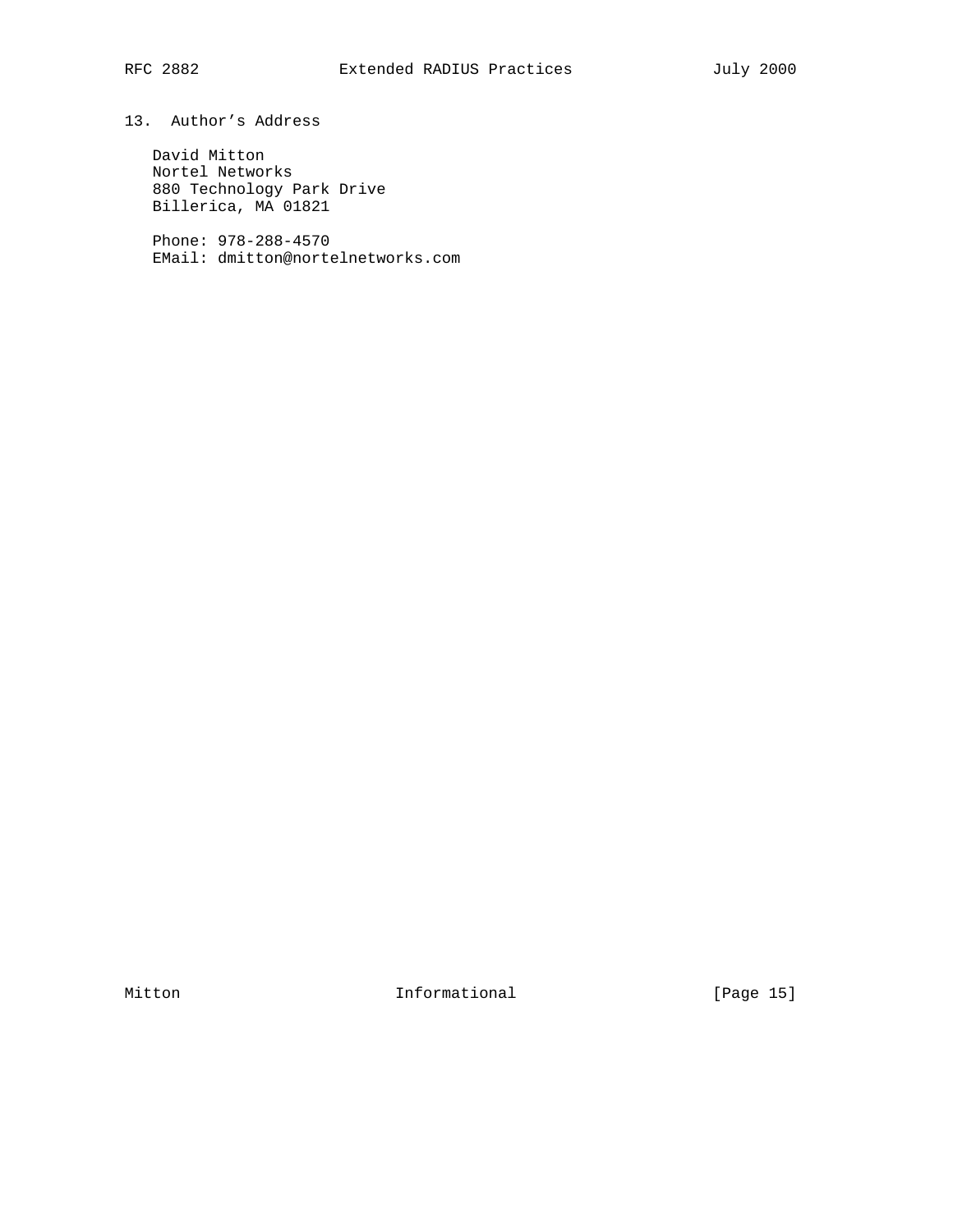## 13. Author's Address

David Mitton
Nortel Networks
880 Technology Park Drive
Billerica, MA 01821

Phone: 978-288-4570
EMail: dmitton@nortelnetworks.com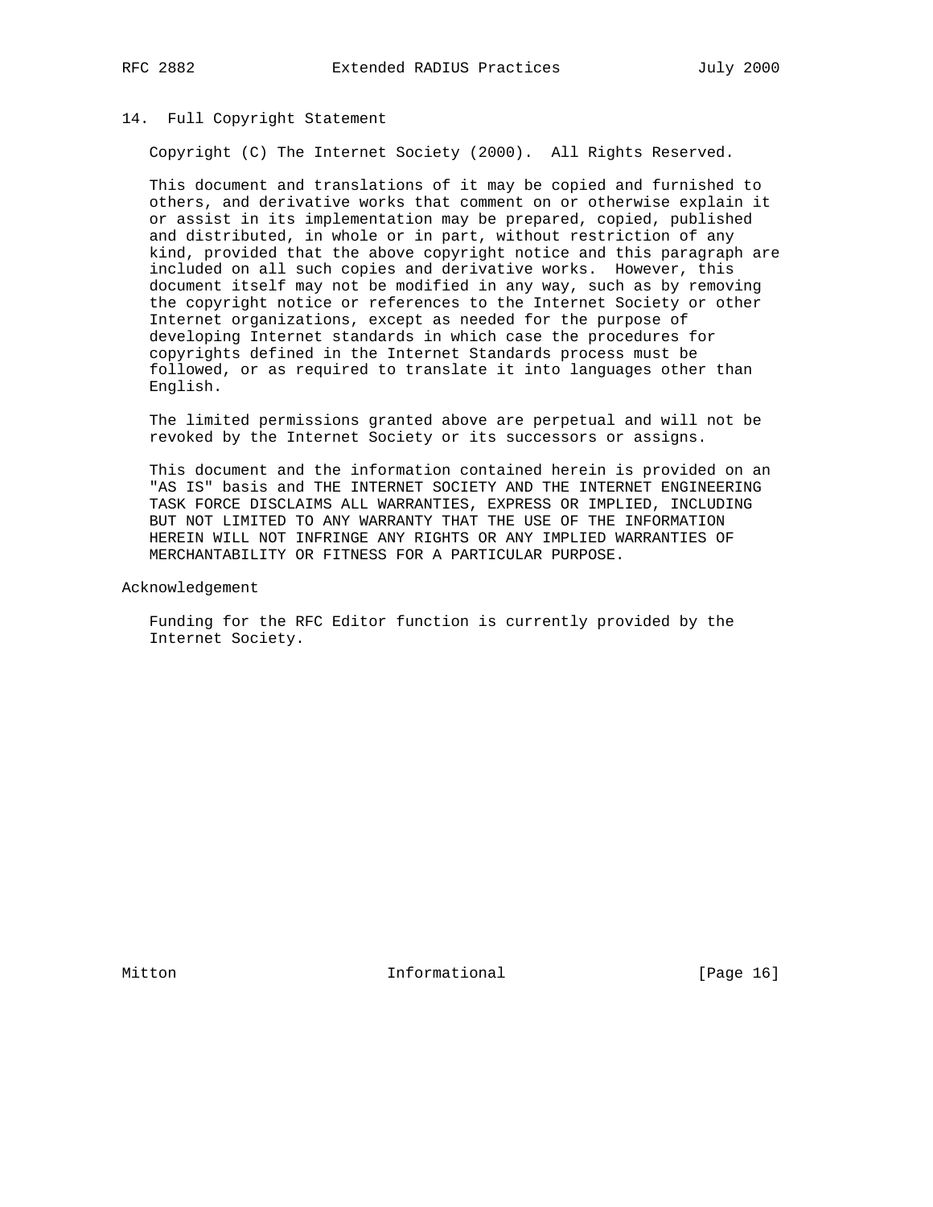## 14. Full Copyright Statement

Copyright (C) The Internet Society (2000). All Rights Reserved.

This document and translations of it may be copied and furnished to others, and derivative works that comment on or otherwise explain it or assist in its implementation may be prepared, copied, published and distributed, in whole or in part, without restriction of any kind, provided that the above copyright notice and this paragraph are included on all such copies and derivative works. However, this document itself may not be modified in any way, such as by removing the copyright notice or references to the Internet Society or other Internet organizations, except as needed for the purpose of developing Internet standards in which case the procedures for copyrights defined in the Internet Standards process must be followed, or as required to translate it into languages other than English.

The limited permissions granted above are perpetual and will not be revoked by the Internet Society or its successors or assigns.

This document and the information contained herein is provided on an "AS IS" basis and THE INTERNET SOCIETY AND THE INTERNET ENGINEERING TASK FORCE DISCLAIMS ALL WARRANTIES, EXPRESS OR IMPLIED, INCLUDING BUT NOT LIMITED TO ANY WARRANTY THAT THE USE OF THE INFORMATION HEREIN WILL NOT INFRINGE ANY RIGHTS OR ANY IMPLIED WARRANTIES OF MERCHANTABILITY OR FITNESS FOR A PARTICULAR PURPOSE.

## Acknowledgement

Funding for the RFC Editor function is currently provided by the Internet Society.